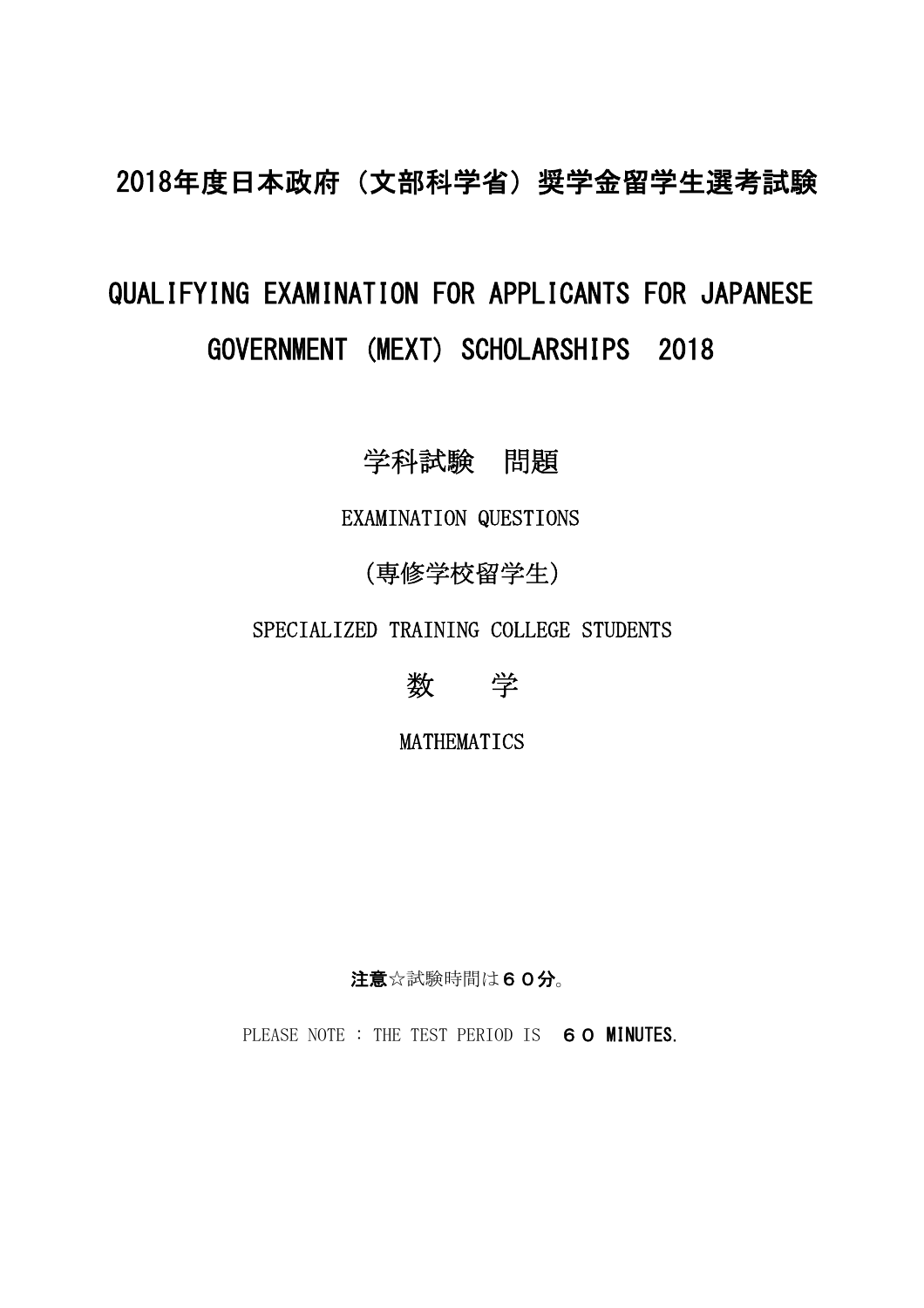# 2018年度日本政府（文部科学省）奨学金留学生選考試験

# QUALIFYING EXAMINATION FOR APPLICANTS FOR JAPANESE GOVERNMENT (MEXT) SCHOLARSHIPS 2018

## 学科試験　問題

EXAMINATION QUESTIONS

## (専修学校留学生)

SPECIALIZED TRAINING COLLEGE STUDENTS

## 数　　学

MATHEMATICS

**注意**☆試験時間は**６０分**。

PLEASE NOTE : THE TEST PERIOD IS **６０ MINUTES.**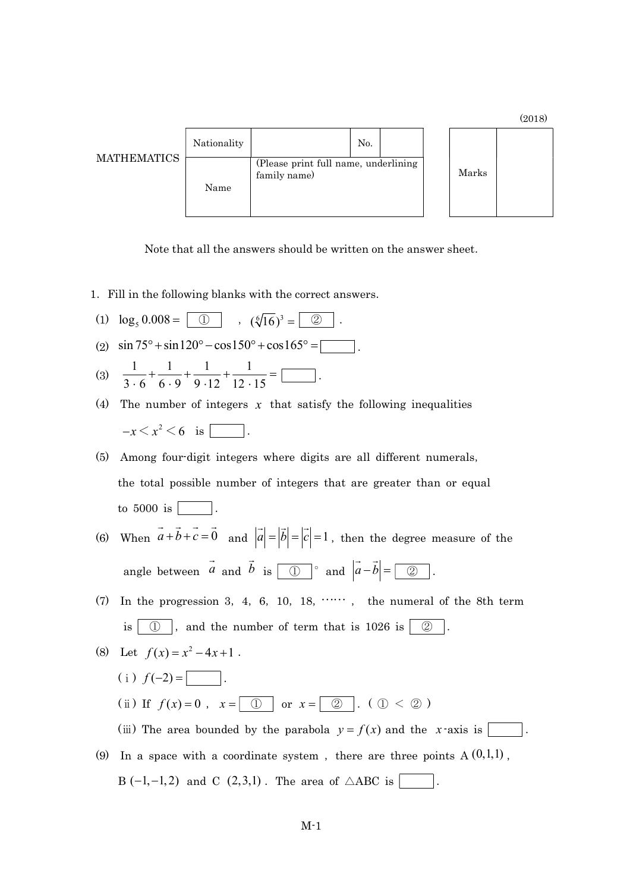(2018)

| | | | |
|---|---|---|---|
| MATHEMATICS | Nationality | | No. |
| | Name | (Please print full name, underlining family name) | |

| Marks | |
|---|---|

Note that all the answers should be written on the answer sheet.

1. Fill in the following blanks with the correct answers.

(1) $\log_5 0.008 =$ ① , $(\sqrt[6]{16})^3 =$ ② .

(2) $\sin 75° + \sin 120° - \cos 150° + \cos 165° =$ ______ .

(3) $\dfrac{1}{3 \cdot 6} + \dfrac{1}{6 \cdot 9} + \dfrac{1}{9 \cdot 12} + \dfrac{1}{12 \cdot 15} =$ ______ .

(4) The number of integers $x$ that satisfy the following inequalities

$-x < x^2 < 6$ is ______ .

(5) Among four-digit integers where digits are all different numerals, the total possible number of integers that are greater than or equal to 5000 is ______ .

(6) When $\vec{a} + \vec{b} + \vec{c} = \vec{0}$ and $|\vec{a}| = |\vec{b}| = |\vec{c}| = 1$, then the degree measure of the angle between $\vec{a}$ and $\vec{b}$ is ① ° and $|\vec{a} - \vec{b}| =$ ② .

(7) In the progression 3, 4, 6, 10, 18, ⋯⋯ , the numeral of the 8th term is ① , and the number of term that is 1026 is ② .

(8) Let $f(x) = x^2 - 4x + 1$ .

(i) $f(-2) =$ ______ .

(ii) If $f(x) = 0$ , $x =$ ① or $x =$ ② . ( ① < ② )

(iii) The area bounded by the parabola $y = f(x)$ and the $x$-axis is ______ .

(9) In a space with a coordinate system , there are three points A $(0,1,1)$ , B $(-1,-1,2)$ and C $(2,3,1)$ . The area of △ABC is ______ .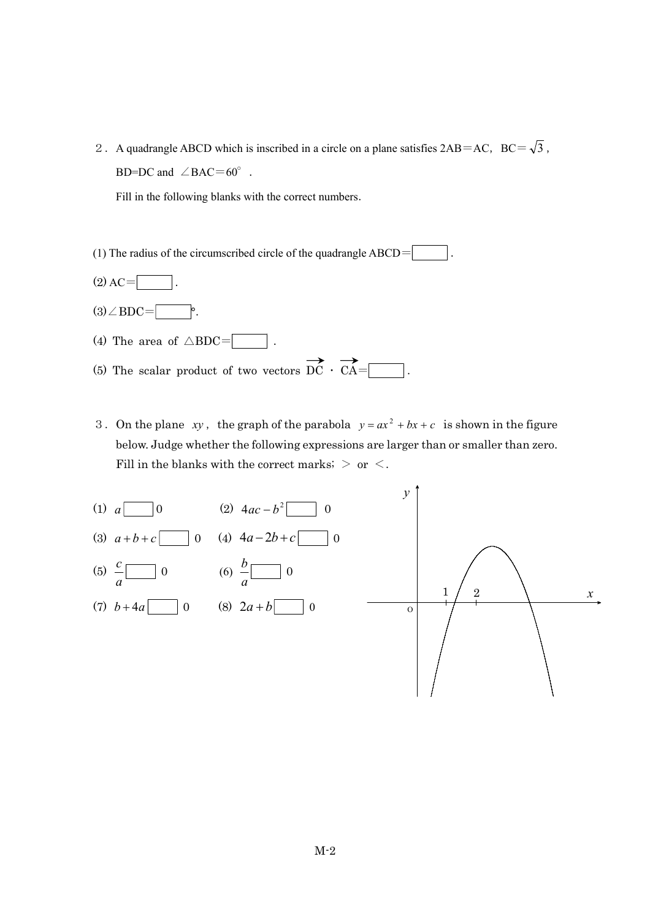2． A quadrangle ABCD which is inscribed in a circle on a plane satisfies 2AB＝AC, BC＝$\sqrt{3}$, BD=DC and ∠BAC＝60°.

Fill in the following blanks with the correct numbers.

(1) The radius of the circumscribed circle of the quadrangle ABCD＝☐.

(2) AC＝☐.

(3) ∠BDC＝☐°.

(4) The area of △BDC＝☐.

(5) The scalar product of two vectors $\overrightarrow{DC} \cdot \overrightarrow{CA}$＝☐.

3． On the plane $xy$, the graph of the parabola $y = ax^2 + bx + c$ is shown in the figure below. Judge whether the following expressions are larger than or smaller than zero. Fill in the blanks with the correct marks; ＞ or ＜.

(1) $a$ ☐ 0

(2) $4ac - b^2$ ☐ 0

(3) $a + b + c$ ☐ 0

(4) $4a - 2b + c$ ☐ 0

(5) $\dfrac{c}{a}$ ☐ 0

(6) $\dfrac{b}{a}$ ☐ 0

(7) $b + 4a$ ☐ 0

(8) $2a + b$ ☐ 0

y

x

O

1

2